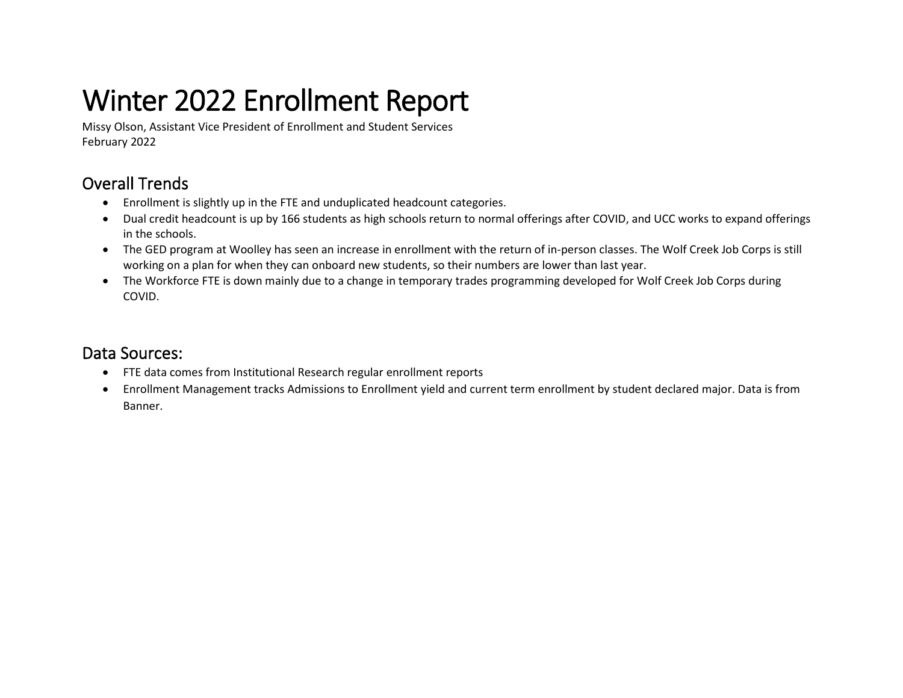# Winter 2022 Enrollment Report

Missy Olson, Assistant Vice President of Enrollment and Student Services
February 2022

## Overall Trends

- Enrollment is slightly up in the FTE and unduplicated headcount categories.
- Dual credit headcount is up by 166 students as high schools return to normal offerings after COVID, and UCC works to expand offerings in the schools.
- The GED program at Woolley has seen an increase in enrollment with the return of in-person classes. The Wolf Creek Job Corps is still working on a plan for when they can onboard new students, so their numbers are lower than last year.
- The Workforce FTE is down mainly due to a change in temporary trades programming developed for Wolf Creek Job Corps during COVID.

## Data Sources:

- FTE data comes from Institutional Research regular enrollment reports
- Enrollment Management tracks Admissions to Enrollment yield and current term enrollment by student declared major. Data is from Banner.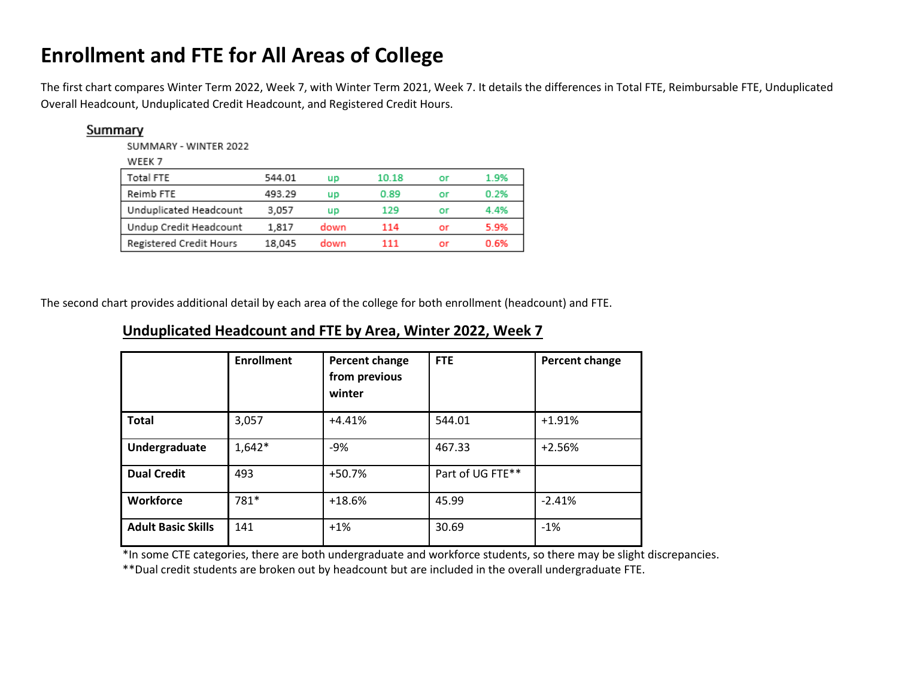# Enrollment and FTE for All Areas of College

The first chart compares Winter Term 2022, Week 7, with Winter Term 2021, Week 7. It details the differences in Total FTE, Reimbursable FTE, Unduplicated Overall Headcount, Unduplicated Credit Headcount, and Registered Credit Hours.

## Summary

SUMMARY - WINTER 2022

WEEK 7

| | | | | | |
|---|---|---|---|---|---|
| Total FTE | 544.01 | up | 10.18 | or | 1.9% |
| Reimb FTE | 493.29 | up | 0.89 | or | 0.2% |
| Unduplicated Headcount | 3,057 | up | 129 | or | 4.4% |
| Undup Credit Headcount | 1,817 | down | 114 | or | 5.9% |
| Registered Credit Hours | 18,045 | down | 111 | or | 0.6% |

The second chart provides additional detail by each area of the college for both enrollment (headcount) and FTE.

## Unduplicated Headcount and FTE by Area, Winter 2022, Week 7

| | Enrollment | Percent change from previous winter | FTE | Percent change |
|---|---|---|---|---|
| **Total** | 3,057 | +4.41% | 544.01 | +1.91% |
| **Undergraduate** | 1,642* | -9% | 467.33 | +2.56% |
| **Dual Credit** | 493 | +50.7% | Part of UG FTE** | |
| **Workforce** | 781* | +18.6% | 45.99 | -2.41% |
| **Adult Basic Skills** | 141 | +1% | 30.69 | -1% |

*In some CTE categories, there are both undergraduate and workforce students, so there may be slight discrepancies.

**Dual credit students are broken out by headcount but are included in the overall undergraduate FTE.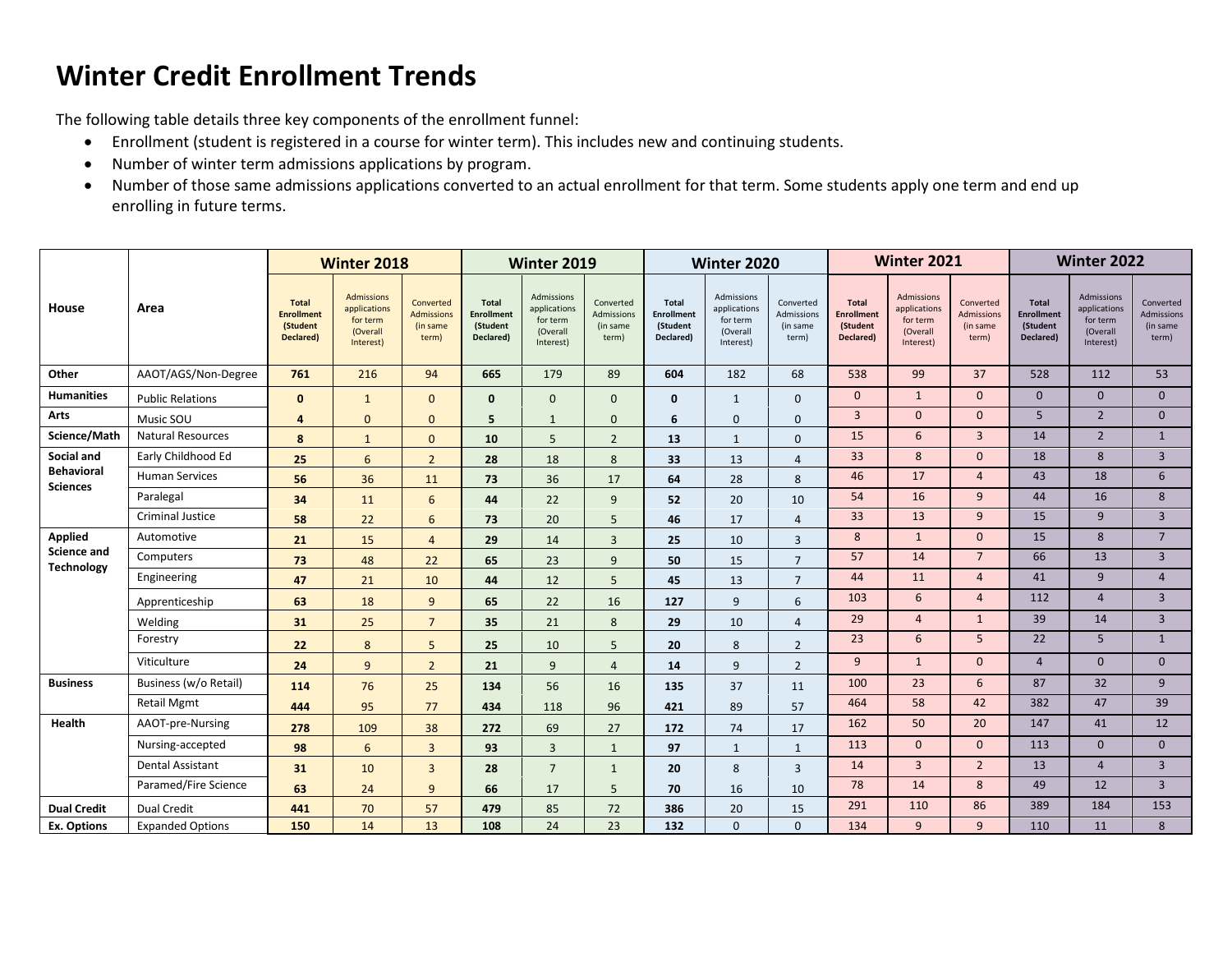# Winter Credit Enrollment Trends

The following table details three key components of the enrollment funnel:

- Enrollment (student is registered in a course for winter term). This includes new and continuing students.
- Number of winter term admissions applications by program.
- Number of those same admissions applications converted to an actual enrollment for that term. Some students apply one term and end up enrolling in future terms.

| House | Area | Winter 2018 | | | Winter 2019 | | | Winter 2020 | | | Winter 2021 | | | Winter 2022 | | |
|---|---|---|---|---|---|---|---|---|---|---|---|---|---|---|---|---|
| | | **Total Enrollment (Student Declared)** | Admissions applications for term (Overall Interest) | Converted Admissions (in same term) | **Total Enrollment (Student Declared)** | Admissions applications for term (Overall Interest) | Converted Admissions (in same term) | **Total Enrollment (Student Declared)** | Admissions applications for term (Overall Interest) | Converted Admissions (in same term) | **Total Enrollment (Student Declared)** | Admissions applications for term (Overall Interest) | Converted Admissions (in same term) | **Total Enrollment (Student Declared)** | Admissions applications for term (Overall Interest) | Converted Admissions (in same term) |
| **Other** | AAOT/AGS/Non-Degree | **761** | 216 | 94 | **665** | 179 | 89 | **604** | 182 | 68 | 538 | 99 | 37 | 528 | 112 | 53 |
| **Humanities** | Public Relations | **0** | 1 | 0 | **0** | 0 | 0 | **0** | 1 | 0 | 0 | 1 | 0 | 0 | 0 | 0 |
| **Arts** | Music SOU | **4** | 0 | 0 | **5** | 1 | 0 | **6** | 0 | 0 | 3 | 0 | 0 | 5 | 2 | 0 |
| **Science/Math** | Natural Resources | **8** | 1 | 0 | **10** | 5 | 2 | **13** | 1 | 0 | 15 | 6 | 3 | 14 | 2 | 1 |
| **Social and Behavioral Sciences** | Early Childhood Ed | **25** | 6 | 2 | **28** | 18 | 8 | **33** | 13 | 4 | 33 | 8 | 0 | 18 | 8 | 3 |
| | Human Services | **56** | 36 | 11 | **73** | 36 | 17 | **64** | 28 | 8 | 46 | 17 | 4 | 43 | 18 | 6 |
| | Paralegal | **34** | 11 | 6 | **44** | 22 | 9 | **52** | 20 | 10 | 54 | 16 | 9 | 44 | 16 | 8 |
| | Criminal Justice | **58** | 22 | 6 | **73** | 20 | 5 | **46** | 17 | 4 | 33 | 13 | 9 | 15 | 9 | 3 |
| **Applied Science and Technology** | Automotive | **21** | 15 | 4 | **29** | 14 | 3 | **25** | 10 | 3 | 8 | 1 | 0 | 15 | 8 | 7 |
| | Computers | **73** | 48 | 22 | **65** | 23 | 9 | **50** | 15 | 7 | 57 | 14 | 7 | 66 | 13 | 3 |
| | Engineering | **47** | 21 | 10 | **44** | 12 | 5 | **45** | 13 | 7 | 44 | 11 | 4 | 41 | 9 | 4 |
| | Apprenticeship | **63** | 18 | 9 | **65** | 22 | 16 | **127** | 9 | 6 | 103 | 6 | 4 | 112 | 4 | 3 |
| | Welding | **31** | 25 | 7 | **35** | 21 | 8 | **29** | 10 | 4 | 29 | 4 | 1 | 39 | 14 | 3 |
| | Forestry | **22** | 8 | 5 | **25** | 10 | 5 | **20** | 8 | 2 | 23 | 6 | 5 | 22 | 5 | 1 |
| | Viticulture | **24** | 9 | 2 | **21** | 9 | 4 | **14** | 9 | 2 | 9 | 1 | 0 | 4 | 0 | 0 |
| **Business** | Business (w/o Retail) | **114** | 76 | 25 | **134** | 56 | 16 | **135** | 37 | 11 | 100 | 23 | 6 | 87 | 32 | 9 |
| | Retail Mgmt | **444** | 95 | 77 | **434** | 118 | 96 | **421** | 89 | 57 | 464 | 58 | 42 | 382 | 47 | 39 |
| **Health** | AAOT-pre-Nursing | **278** | 109 | 38 | **272** | 69 | 27 | **172** | 74 | 17 | 162 | 50 | 20 | 147 | 41 | 12 |
| | Nursing-accepted | **98** | 6 | 3 | **93** | 3 | 1 | **97** | 1 | 1 | 113 | 0 | 0 | 113 | 0 | 0 |
| | Dental Assistant | **31** | 10 | 3 | **28** | 7 | 1 | **20** | 8 | 3 | 14 | 3 | 2 | 13 | 4 | 3 |
| | Paramed/Fire Science | **63** | 24 | 9 | **66** | 17 | 5 | **70** | 16 | 10 | 78 | 14 | 8 | 49 | 12 | 3 |
| **Dual Credit** | Dual Credit | **441** | 70 | 57 | **479** | 85 | 72 | **386** | 20 | 15 | 291 | 110 | 86 | 389 | 184 | 153 |
| **Ex. Options** | Expanded Options | **150** | 14 | 13 | **108** | 24 | 23 | **132** | 0 | 0 | 134 | 9 | 9 | 110 | 11 | 8 |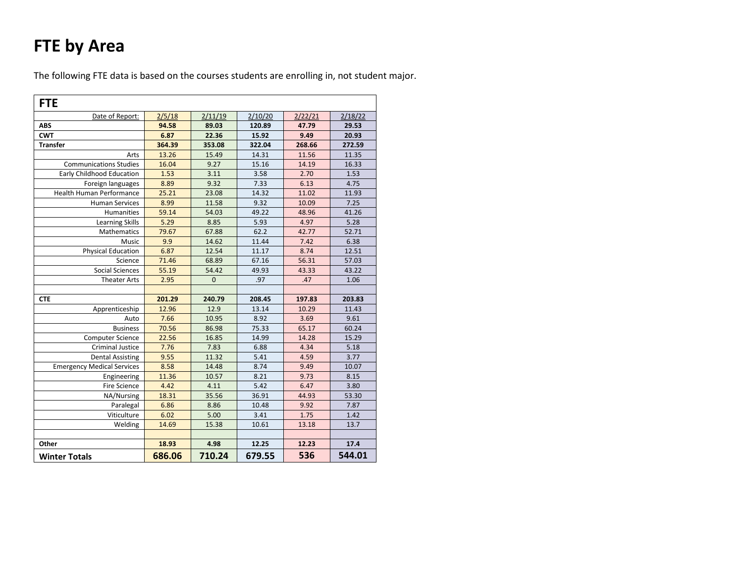# FTE by Area

The following FTE data is based on the courses students are enrolling in, not student major.

| FTE | | | | | |
|---|---|---|---|---|---|
| Date of Report: | 2/5/18 | 2/11/19 | 2/10/20 | 2/22/21 | 2/18/22 |
| **ABS** | **94.58** | **89.03** | **120.89** | **47.79** | **29.53** |
| **CWT** | **6.87** | **22.36** | **15.92** | **9.49** | **20.93** |
| **Transfer** | **364.39** | **353.08** | **322.04** | **268.66** | **272.59** |
| Arts | 13.26 | 15.49 | 14.31 | 11.56 | 11.35 |
| Communications Studies | 16.04 | 9.27 | 15.16 | 14.19 | 16.33 |
| Early Childhood Education | 1.53 | 3.11 | 3.58 | 2.70 | 1.53 |
| Foreign languages | 8.89 | 9.32 | 7.33 | 6.13 | 4.75 |
| Health Human Performance | 25.21 | 23.08 | 14.32 | 11.02 | 11.93 |
| Human Services | 8.99 | 11.58 | 9.32 | 10.09 | 7.25 |
| Humanities | 59.14 | 54.03 | 49.22 | 48.96 | 41.26 |
| Learning Skills | 5.29 | 8.85 | 5.93 | 4.97 | 5.28 |
| Mathematics | 79.67 | 67.88 | 62.2 | 42.77 | 52.71 |
| Music | 9.9 | 14.62 | 11.44 | 7.42 | 6.38 |
| Physical Education | 6.87 | 12.54 | 11.17 | 8.74 | 12.51 |
| Science | 71.46 | 68.89 | 67.16 | 56.31 | 57.03 |
| Social Sciences | 55.19 | 54.42 | 49.93 | 43.33 | 43.22 |
| Theater Arts | 2.95 | 0 | .97 | .47 | 1.06 |
| | | | | | |
| **CTE** | **201.29** | **240.79** | **208.45** | **197.83** | **203.83** |
| Apprenticeship | 12.96 | 12.9 | 13.14 | 10.29 | 11.43 |
| Auto | 7.66 | 10.95 | 8.92 | 3.69 | 9.61 |
| Business | 70.56 | 86.98 | 75.33 | 65.17 | 60.24 |
| Computer Science | 22.56 | 16.85 | 14.99 | 14.28 | 15.29 |
| Criminal Justice | 7.76 | 7.83 | 6.88 | 4.34 | 5.18 |
| Dental Assisting | 9.55 | 11.32 | 5.41 | 4.59 | 3.77 |
| Emergency Medical Services | 8.58 | 14.48 | 8.74 | 9.49 | 10.07 |
| Engineering | 11.36 | 10.57 | 8.21 | 9.73 | 8.15 |
| Fire Science | 4.42 | 4.11 | 5.42 | 6.47 | 3.80 |
| NA/Nursing | 18.31 | 35.56 | 36.91 | 44.93 | 53.30 |
| Paralegal | 6.86 | 8.86 | 10.48 | 9.92 | 7.87 |
| Viticulture | 6.02 | 5.00 | 3.41 | 1.75 | 1.42 |
| Welding | 14.69 | 15.38 | 10.61 | 13.18 | 13.7 |
| | | | | | |
| **Other** | **18.93** | **4.98** | **12.25** | **12.23** | **17.4** |
| **Winter Totals** | **686.06** | **710.24** | **679.55** | **536** | **544.01** |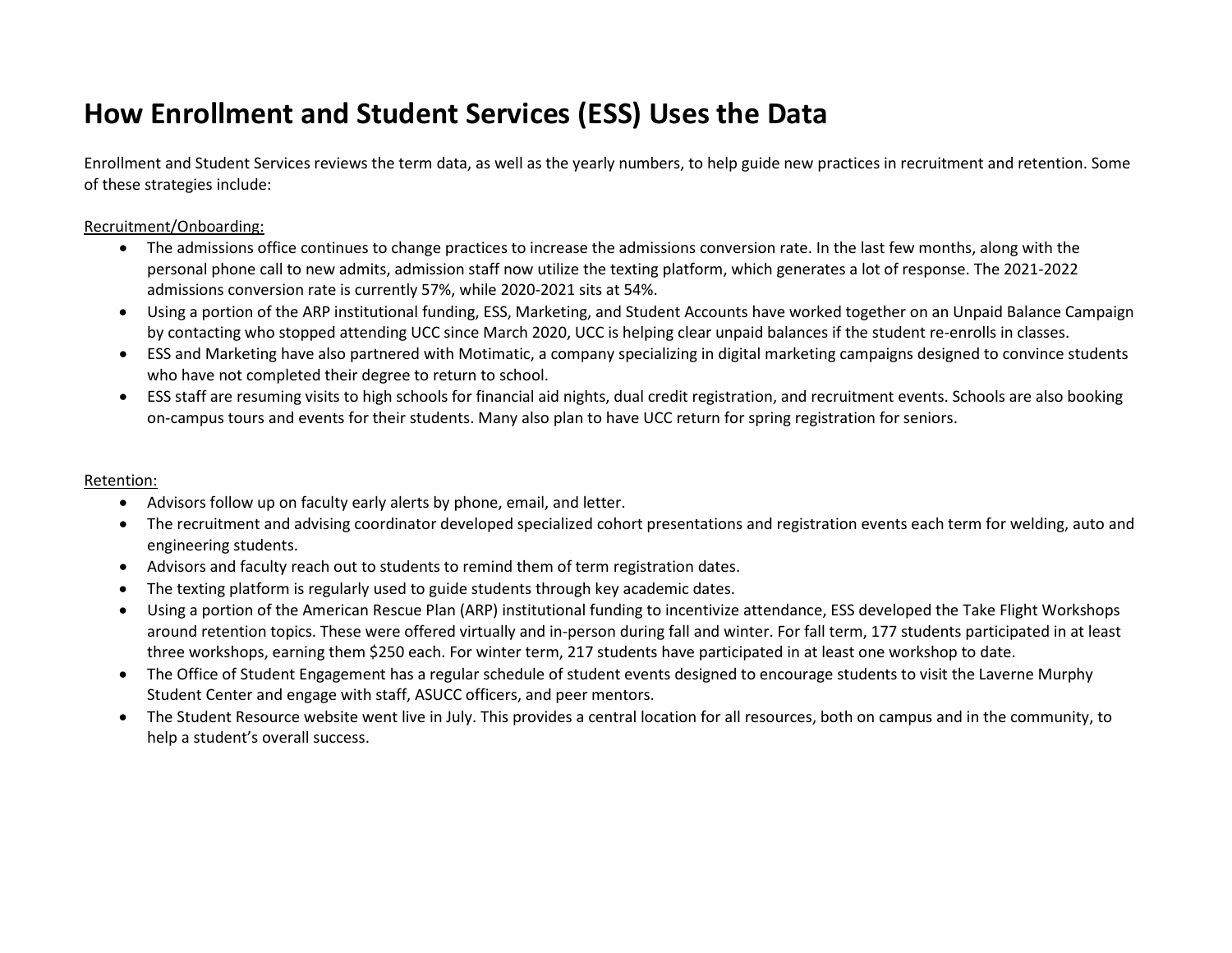# How Enrollment and Student Services (ESS) Uses the Data

Enrollment and Student Services reviews the term data, as well as the yearly numbers, to help guide new practices in recruitment and retention. Some of these strategies include:

<u>Recruitment/Onboarding:</u>

- The admissions office continues to change practices to increase the admissions conversion rate. In the last few months, along with the personal phone call to new admits, admission staff now utilize the texting platform, which generates a lot of response. The 2021-2022 admissions conversion rate is currently 57%, while 2020-2021 sits at 54%.
- Using a portion of the ARP institutional funding, ESS, Marketing, and Student Accounts have worked together on an Unpaid Balance Campaign by contacting who stopped attending UCC since March 2020, UCC is helping clear unpaid balances if the student re-enrolls in classes.
- ESS and Marketing have also partnered with Motimatic, a company specializing in digital marketing campaigns designed to convince students who have not completed their degree to return to school.
- ESS staff are resuming visits to high schools for financial aid nights, dual credit registration, and recruitment events. Schools are also booking on-campus tours and events for their students. Many also plan to have UCC return for spring registration for seniors.

<u>Retention:</u>

- Advisors follow up on faculty early alerts by phone, email, and letter.
- The recruitment and advising coordinator developed specialized cohort presentations and registration events each term for welding, auto and engineering students.
- Advisors and faculty reach out to students to remind them of term registration dates.
- The texting platform is regularly used to guide students through key academic dates.
- Using a portion of the American Rescue Plan (ARP) institutional funding to incentivize attendance, ESS developed the Take Flight Workshops around retention topics. These were offered virtually and in-person during fall and winter. For fall term, 177 students participated in at least three workshops, earning them $250 each. For winter term, 217 students have participated in at least one workshop to date.
- The Office of Student Engagement has a regular schedule of student events designed to encourage students to visit the Laverne Murphy Student Center and engage with staff, ASUCC officers, and peer mentors.
- The Student Resource website went live in July. This provides a central location for all resources, both on campus and in the community, to help a student's overall success.